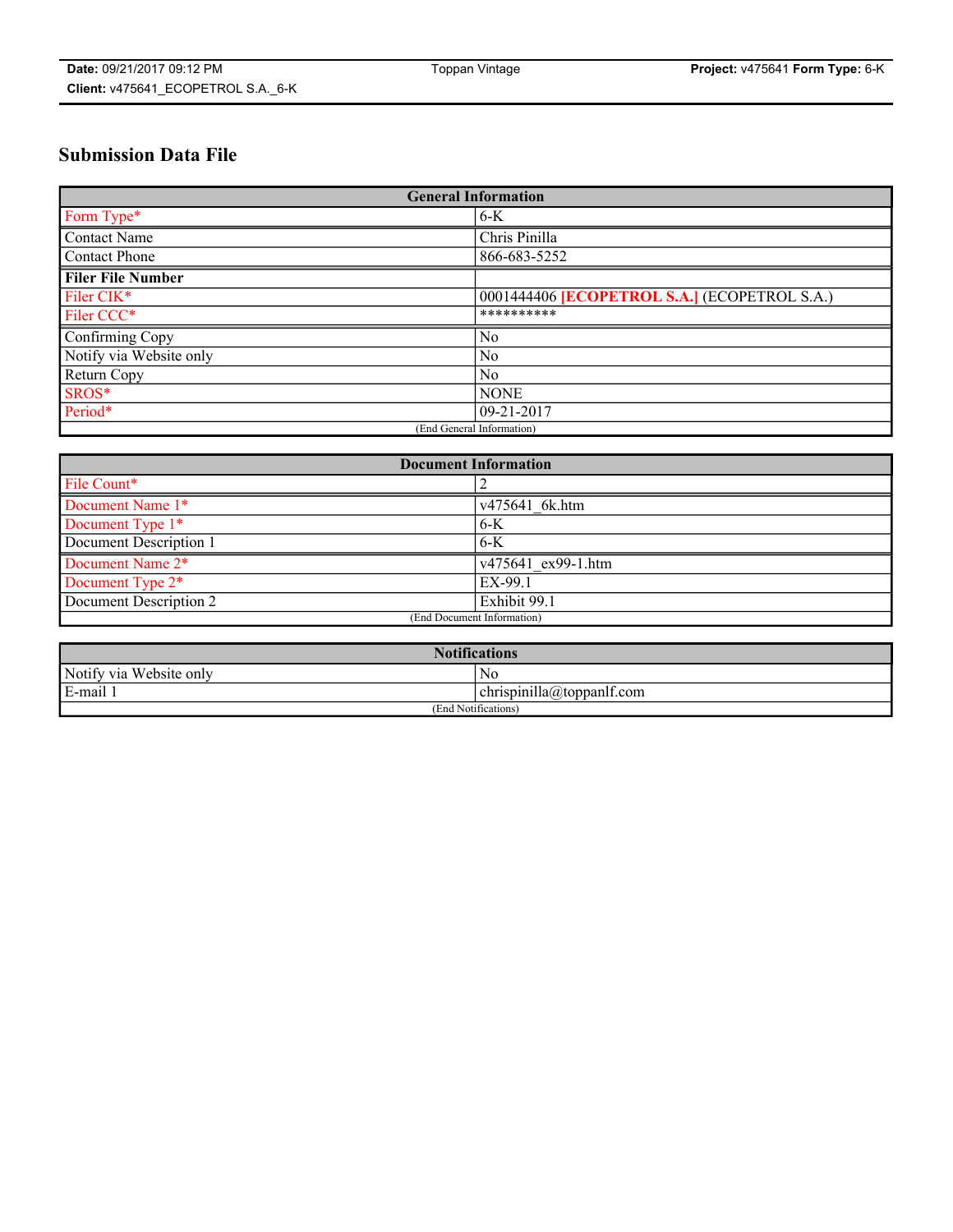# Submission Data File

| General Information | |
|---|---|
| Form Type* | 6-K |
| Contact Name | Chris Pinilla |
| Contact Phone | 866-683-5252 |
| **Filer File Number** | |
| Filer CIK* | 0001444406 **[ECOPETROL S.A.]** (ECOPETROL S.A.) |
| Filer CCC* | ********** |
| Confirming Copy | No |
| Notify via Website only | No |
| Return Copy | No |
| SROS* | NONE |
| Period* | 09-21-2017 |
| (End General Information) | |

| Document Information | |
|---|---|
| File Count* | 2 |
| Document Name 1* | v475641_6k.htm |
| Document Type 1* | 6-K |
| Document Description 1 | 6-K |
| Document Name 2* | v475641_ex99-1.htm |
| Document Type 2* | EX-99.1 |
| Document Description 2 | Exhibit 99.1 |
| (End Document Information) | |

| Notifications | |
|---|---|
| Notify via Website only | No |
| E-mail 1 | chrispinilla@toppanlf.com |
| (End Notifications) | |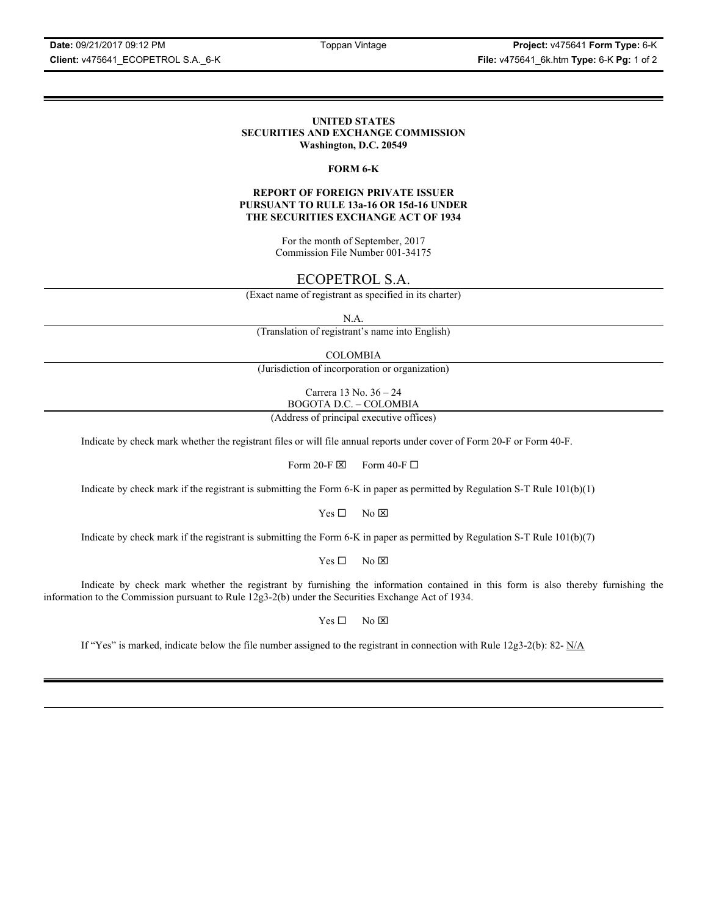**UNITED STATES**
**SECURITIES AND EXCHANGE COMMISSION**
**Washington, D.C. 20549**

**FORM 6-K**

**REPORT OF FOREIGN PRIVATE ISSUER**
**PURSUANT TO RULE 13a-16 OR 15d-16 UNDER**
**THE SECURITIES EXCHANGE ACT OF 1934**

For the month of September, 2017
Commission File Number 001-34175

ECOPETROL S.A.

(Exact name of registrant as specified in its charter)

N.A.

(Translation of registrant's name into English)

COLOMBIA

(Jurisdiction of incorporation or organization)

Carrera 13 No. 36 – 24
BOGOTA D.C. – COLOMBIA

(Address of principal executive offices)

Indicate by check mark whether the registrant files or will file annual reports under cover of Form 20-F or Form 40-F.

Form 20-F ☒ Form 40-F ☐

Indicate by check mark if the registrant is submitting the Form 6-K in paper as permitted by Regulation S-T Rule 101(b)(1)

Yes ☐ No ☒

Indicate by check mark if the registrant is submitting the Form 6-K in paper as permitted by Regulation S-T Rule 101(b)(7)

Yes ☐ No ☒

Indicate by check mark whether the registrant by furnishing the information contained in this form is also thereby furnishing the information to the Commission pursuant to Rule 12g3-2(b) under the Securities Exchange Act of 1934.

Yes ☐ No ☒

If "Yes" is marked, indicate below the file number assigned to the registrant in connection with Rule 12g3-2(b): 82- N/A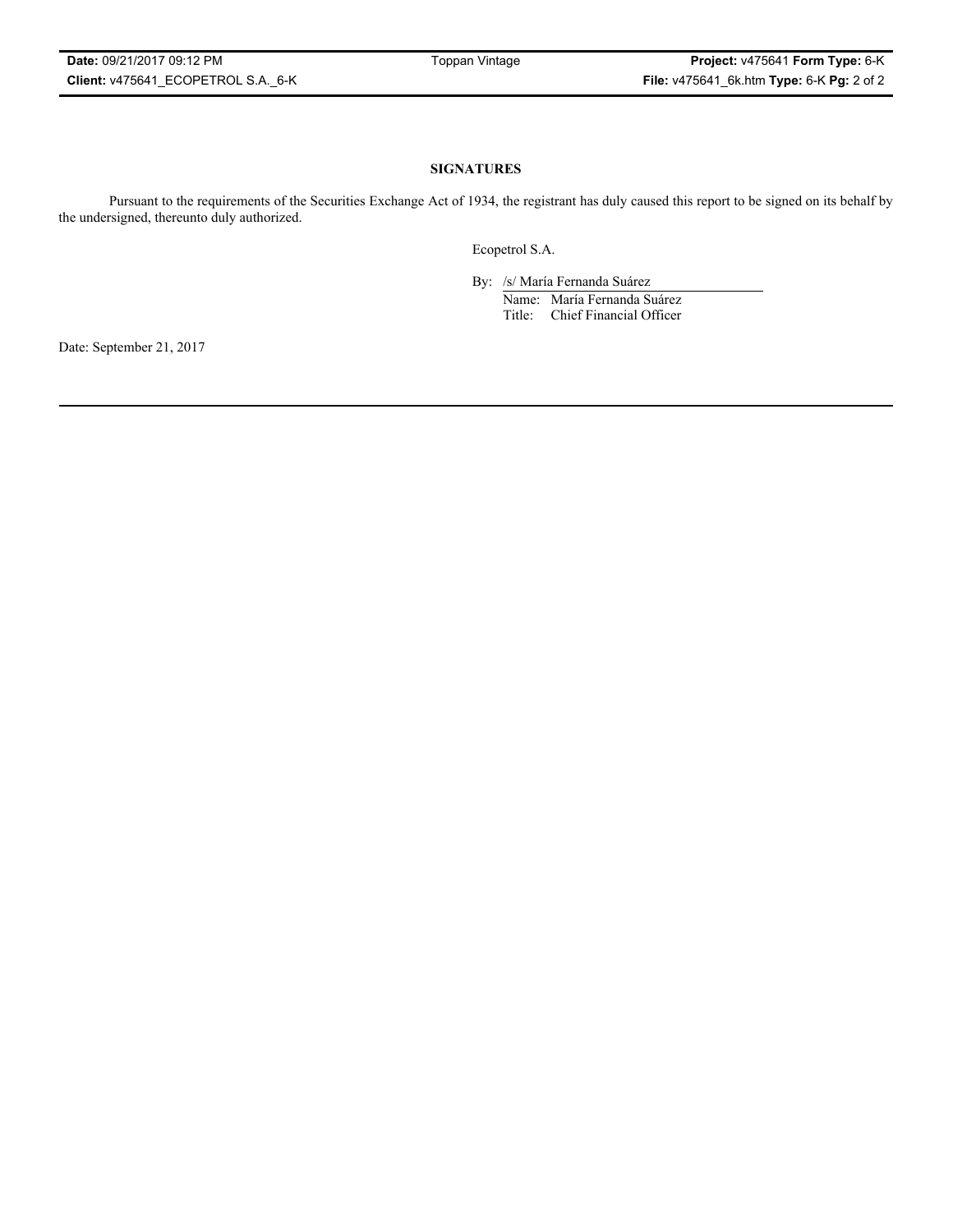**SIGNATURES**

Pursuant to the requirements of the Securities Exchange Act of 1934, the registrant has duly caused this report to be signed on its behalf by the undersigned, thereunto duly authorized.

Ecopetrol S.A.

By: /s/ María Fernanda Suárez

Name: María Fernanda Suárez

Title: Chief Financial Officer

Date: September 21, 2017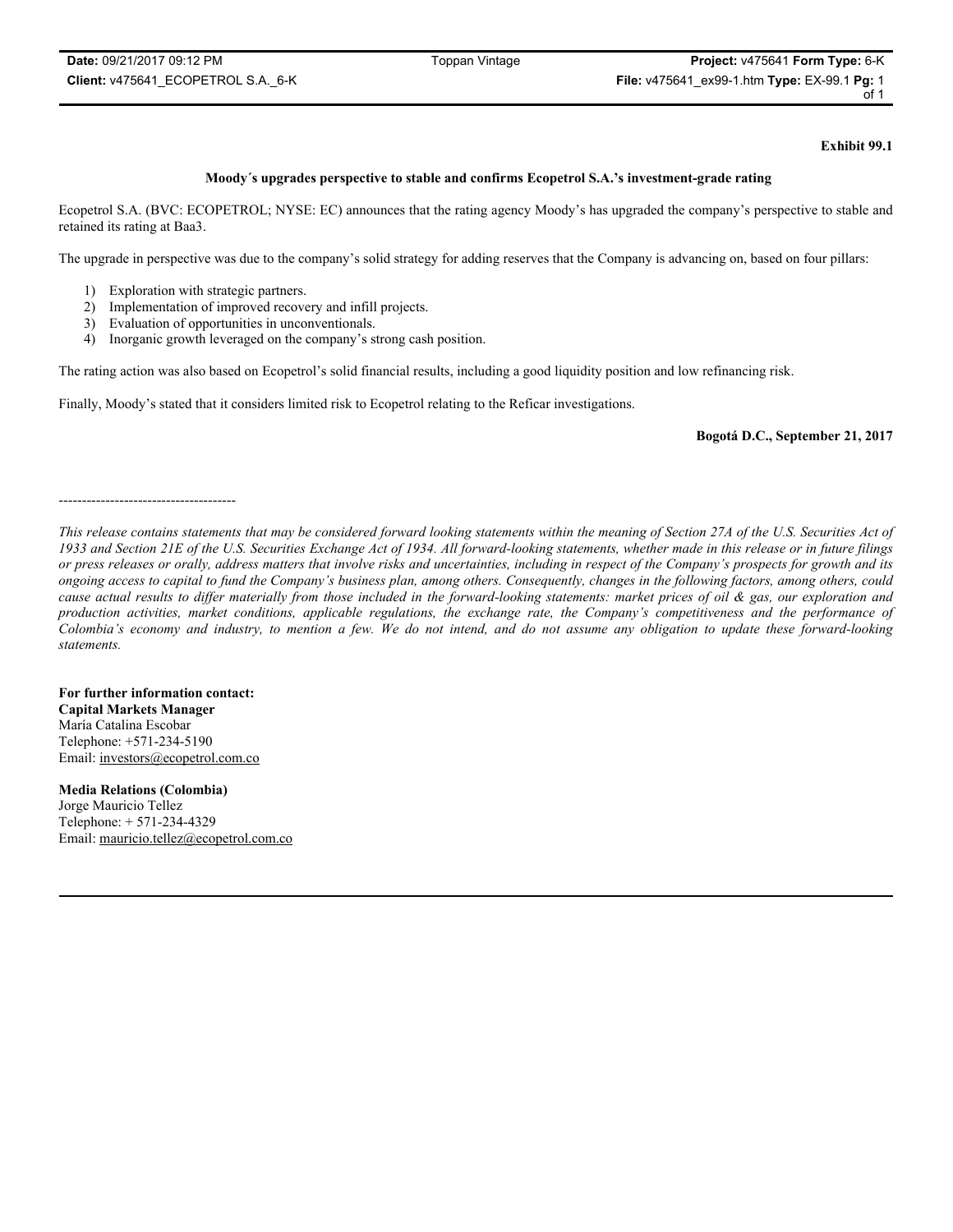**Exhibit 99.1**

## Moody´s upgrades perspective to stable and confirms Ecopetrol S.A.'s investment-grade rating

Ecopetrol S.A. (BVC: ECOPETROL; NYSE: EC) announces that the rating agency Moody's has upgraded the company's perspective to stable and retained its rating at Baa3.

The upgrade in perspective was due to the company's solid strategy for adding reserves that the Company is advancing on, based on four pillars:

1) Exploration with strategic partners.
2) Implementation of improved recovery and infill projects.
3) Evaluation of opportunities in unconventionals.
4) Inorganic growth leveraged on the company's strong cash position.

The rating action was also based on Ecopetrol's solid financial results, including a good liquidity position and low refinancing risk.

Finally, Moody's stated that it considers limited risk to Ecopetrol relating to the Reficar investigations.

**Bogotá D.C., September 21, 2017**

--------------------------------------

*This release contains statements that may be considered forward looking statements within the meaning of Section 27A of the U.S. Securities Act of 1933 and Section 21E of the U.S. Securities Exchange Act of 1934. All forward-looking statements, whether made in this release or in future filings or press releases or orally, address matters that involve risks and uncertainties, including in respect of the Company's prospects for growth and its ongoing access to capital to fund the Company's business plan, among others. Consequently, changes in the following factors, among others, could cause actual results to differ materially from those included in the forward-looking statements: market prices of oil & gas, our exploration and production activities, market conditions, applicable regulations, the exchange rate, the Company's competitiveness and the performance of Colombia's economy and industry, to mention a few. We do not intend, and do not assume any obligation to update these forward-looking statements.*

**For further information contact:**
**Capital Markets Manager**
María Catalina Escobar
Telephone: +571-234-5190
Email: investors@ecopetrol.com.co

**Media Relations (Colombia)**
Jorge Mauricio Tellez
Telephone: + 571-234-4329
Email: mauricio.tellez@ecopetrol.com.co